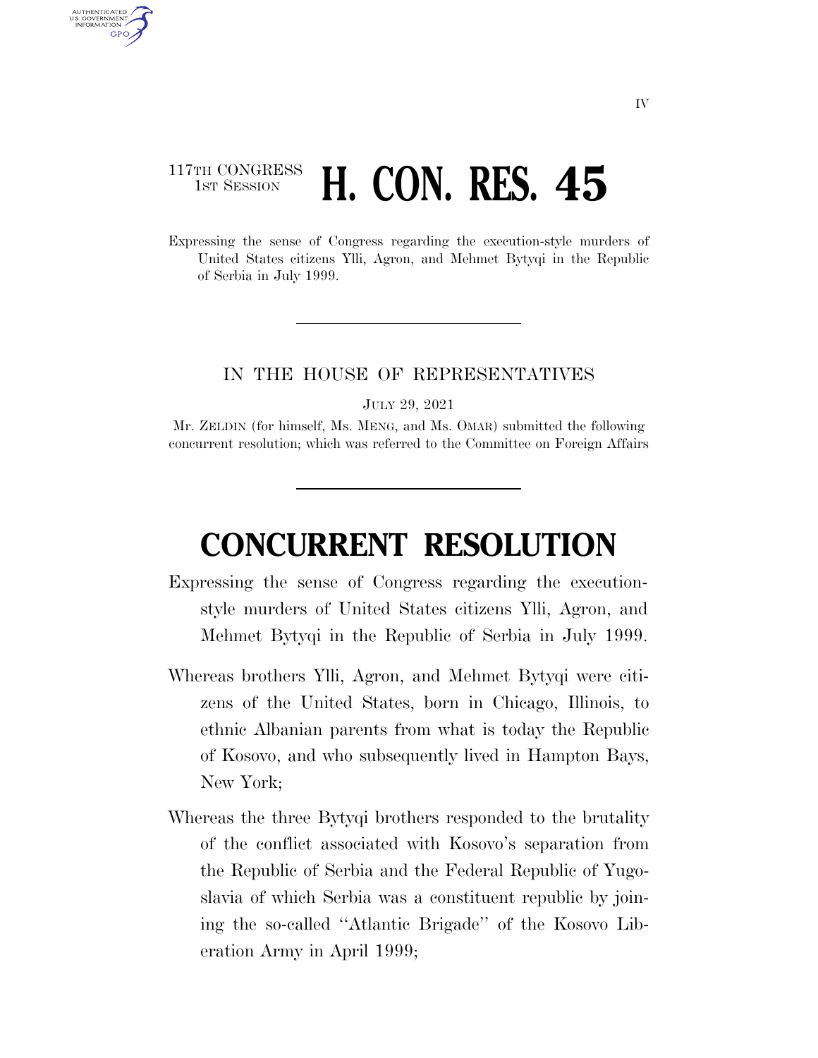117TH CONGRESS
1ST SESSION

# H. CON. RES. 45

Expressing the sense of Congress regarding the execution-style murders of United States citizens Ylli, Agron, and Mehmet Bytyqi in the Republic of Serbia in July 1999.

---

IN THE HOUSE OF REPRESENTATIVES

JULY 29, 2021

Mr. ZELDIN (for himself, Ms. MENG, and Ms. OMAR) submitted the following concurrent resolution; which was referred to the Committee on Foreign Affairs

---

# CONCURRENT RESOLUTION

Expressing the sense of Congress regarding the execution-style murders of United States citizens Ylli, Agron, and Mehmet Bytyqi in the Republic of Serbia in July 1999.

Whereas brothers Ylli, Agron, and Mehmet Bytyqi were citizens of the United States, born in Chicago, Illinois, to ethnic Albanian parents from what is today the Republic of Kosovo, and who subsequently lived in Hampton Bays, New York;

Whereas the three Bytyqi brothers responded to the brutality of the conflict associated with Kosovo's separation from the Republic of Serbia and the Federal Republic of Yugoslavia of which Serbia was a constituent republic by joining the so-called ''Atlantic Brigade'' of the Kosovo Liberation Army in April 1999;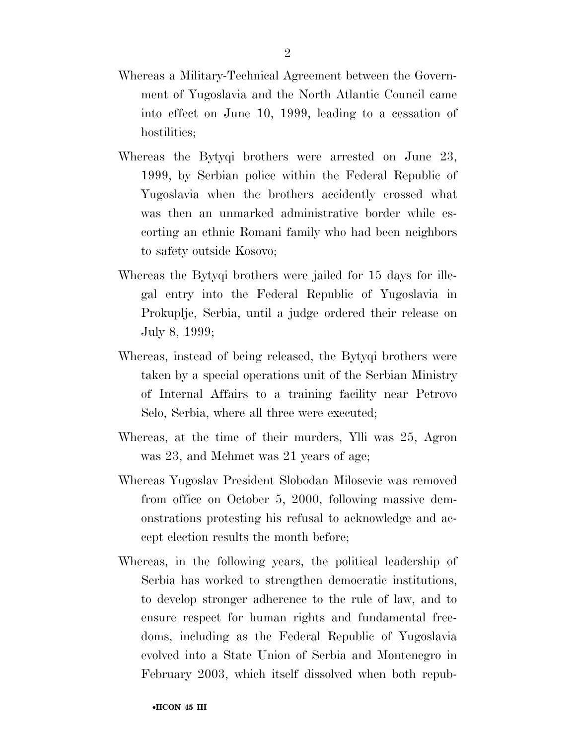Whereas a Military-Technical Agreement between the Government of Yugoslavia and the North Atlantic Council came into effect on June 10, 1999, leading to a cessation of hostilities;

Whereas the Bytyqi brothers were arrested on June 23, 1999, by Serbian police within the Federal Republic of Yugoslavia when the brothers accidently crossed what was then an unmarked administrative border while escorting an ethnic Romani family who had been neighbors to safety outside Kosovo;

Whereas the Bytyqi brothers were jailed for 15 days for illegal entry into the Federal Republic of Yugoslavia in Prokuplje, Serbia, until a judge ordered their release on July 8, 1999;

Whereas, instead of being released, the Bytyqi brothers were taken by a special operations unit of the Serbian Ministry of Internal Affairs to a training facility near Petrovo Selo, Serbia, where all three were executed;

Whereas, at the time of their murders, Ylli was 25, Agron was 23, and Mehmet was 21 years of age;

Whereas Yugoslav President Slobodan Milosevic was removed from office on October 5, 2000, following massive demonstrations protesting his refusal to acknowledge and accept election results the month before;

Whereas, in the following years, the political leadership of Serbia has worked to strengthen democratic institutions, to develop stronger adherence to the rule of law, and to ensure respect for human rights and fundamental freedoms, including as the Federal Republic of Yugoslavia evolved into a State Union of Serbia and Montenegro in February 2003, which itself dissolved when both repub-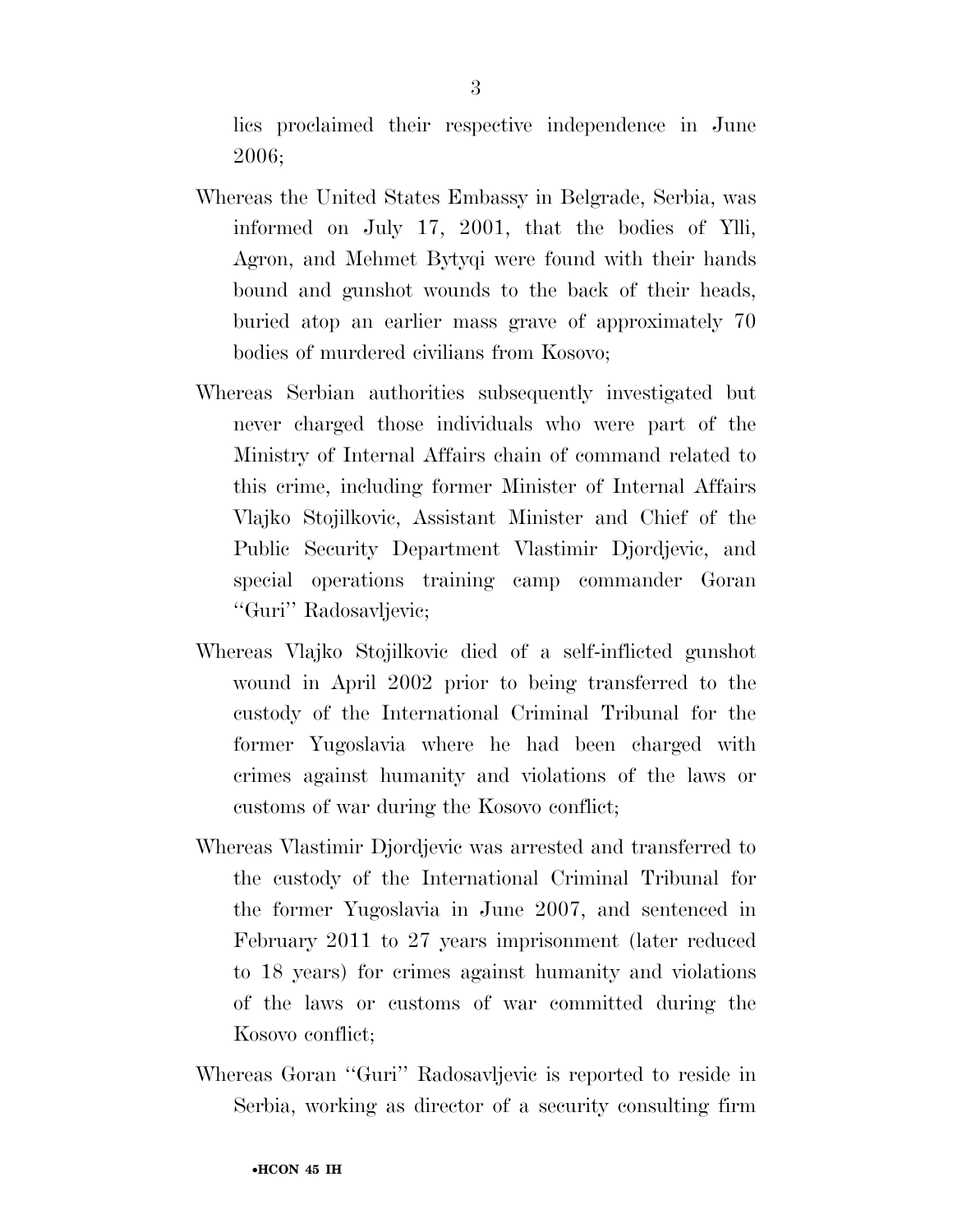lics proclaimed their respective independence in June 2006;

Whereas the United States Embassy in Belgrade, Serbia, was informed on July 17, 2001, that the bodies of Ylli, Agron, and Mehmet Bytyqi were found with their hands bound and gunshot wounds to the back of their heads, buried atop an earlier mass grave of approximately 70 bodies of murdered civilians from Kosovo;

Whereas Serbian authorities subsequently investigated but never charged those individuals who were part of the Ministry of Internal Affairs chain of command related to this crime, including former Minister of Internal Affairs Vlajko Stojilkovic, Assistant Minister and Chief of the Public Security Department Vlastimir Djordjevic, and special operations training camp commander Goran ''Guri'' Radosavljevic;

Whereas Vlajko Stojilkovic died of a self-inflicted gunshot wound in April 2002 prior to being transferred to the custody of the International Criminal Tribunal for the former Yugoslavia where he had been charged with crimes against humanity and violations of the laws or customs of war during the Kosovo conflict;

Whereas Vlastimir Djordjevic was arrested and transferred to the custody of the International Criminal Tribunal for the former Yugoslavia in June 2007, and sentenced in February 2011 to 27 years imprisonment (later reduced to 18 years) for crimes against humanity and violations of the laws or customs of war committed during the Kosovo conflict;

Whereas Goran ''Guri'' Radosavljevic is reported to reside in Serbia, working as director of a security consulting firm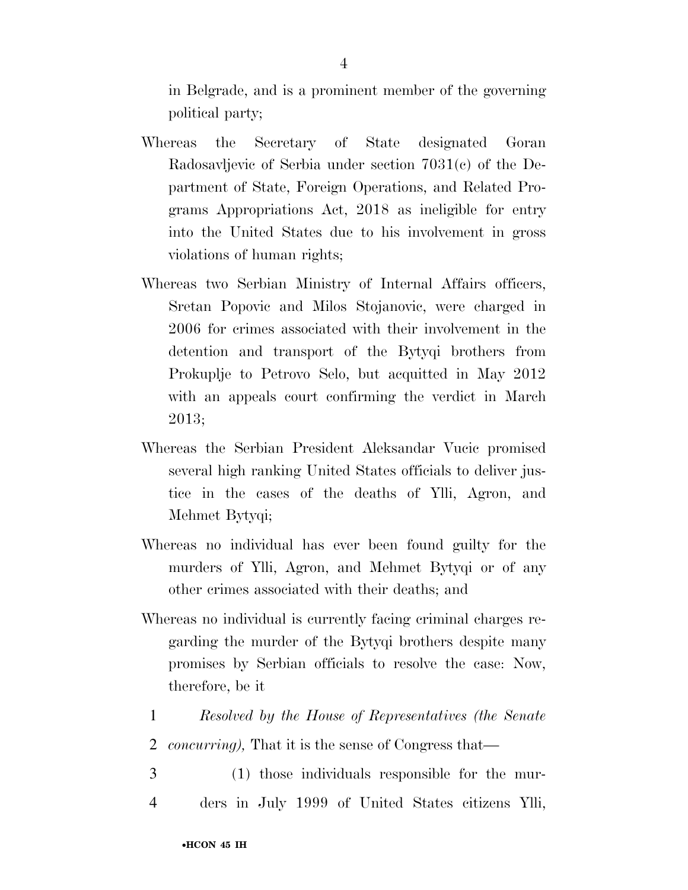in Belgrade, and is a prominent member of the governing political party;

Whereas the Secretary of State designated Goran Radosavljevic of Serbia under section 7031(c) of the Department of State, Foreign Operations, and Related Programs Appropriations Act, 2018 as ineligible for entry into the United States due to his involvement in gross violations of human rights;

Whereas two Serbian Ministry of Internal Affairs officers, Sretan Popovic and Milos Stojanovic, were charged in 2006 for crimes associated with their involvement in the detention and transport of the Bytyqi brothers from Prokuplje to Petrovo Selo, but acquitted in May 2012 with an appeals court confirming the verdict in March 2013;

Whereas the Serbian President Aleksandar Vucic promised several high ranking United States officials to deliver justice in the cases of the deaths of Ylli, Agron, and Mehmet Bytyqi;

Whereas no individual has ever been found guilty for the murders of Ylli, Agron, and Mehmet Bytyqi or of any other crimes associated with their deaths; and

Whereas no individual is currently facing criminal charges regarding the murder of the Bytyqi brothers despite many promises by Serbian officials to resolve the case: Now, therefore, be it

1 *Resolved by the House of Representatives (the Senate*
2 *concurring),* That it is the sense of Congress that—
3 (1) those individuals responsible for the mur-
4 ders in July 1999 of United States citizens Ylli,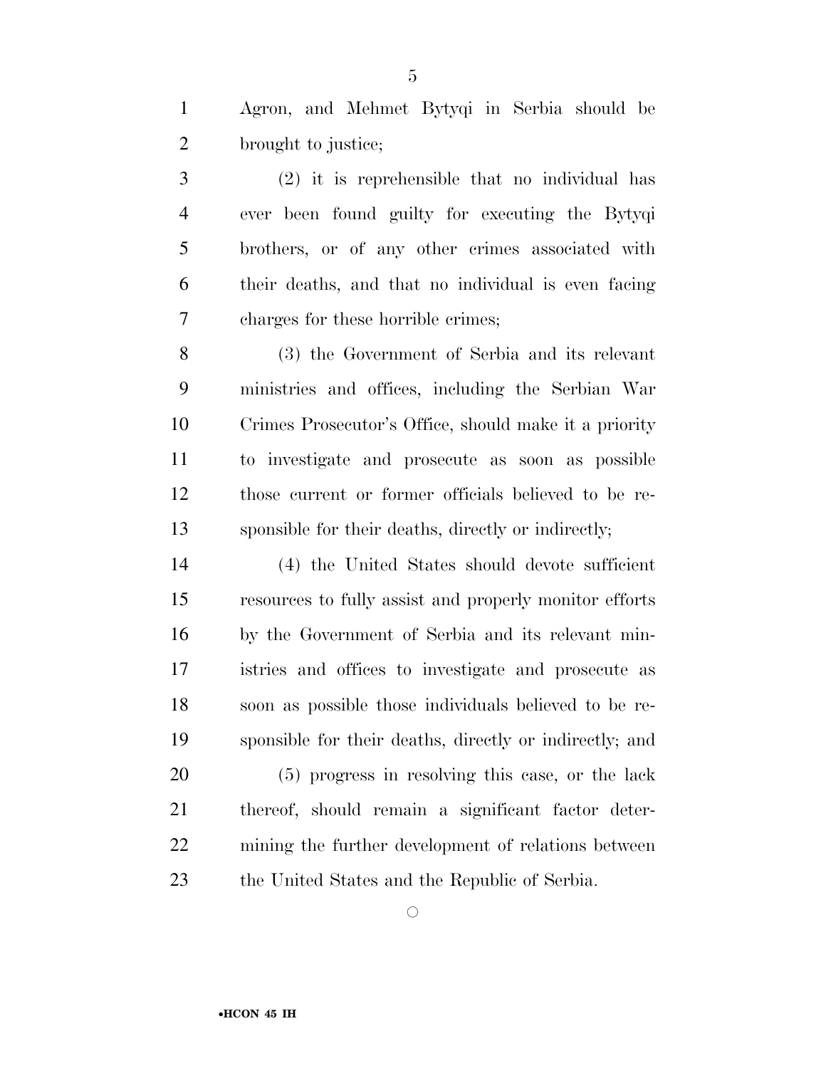Agron, and Mehmet Bytyqi in Serbia should be brought to justice;

(2) it is reprehensible that no individual has ever been found guilty for executing the Bytyqi brothers, or of any other crimes associated with their deaths, and that no individual is even facing charges for these horrible crimes;

(3) the Government of Serbia and its relevant ministries and offices, including the Serbian War Crimes Prosecutor's Office, should make it a priority to investigate and prosecute as soon as possible those current or former officials believed to be responsible for their deaths, directly or indirectly;

(4) the United States should devote sufficient resources to fully assist and properly monitor efforts by the Government of Serbia and its relevant ministries and offices to investigate and prosecute as soon as possible those individuals believed to be responsible for their deaths, directly or indirectly; and

(5) progress in resolving this case, or the lack thereof, should remain a significant factor determining the further development of relations between the United States and the Republic of Serbia.

○